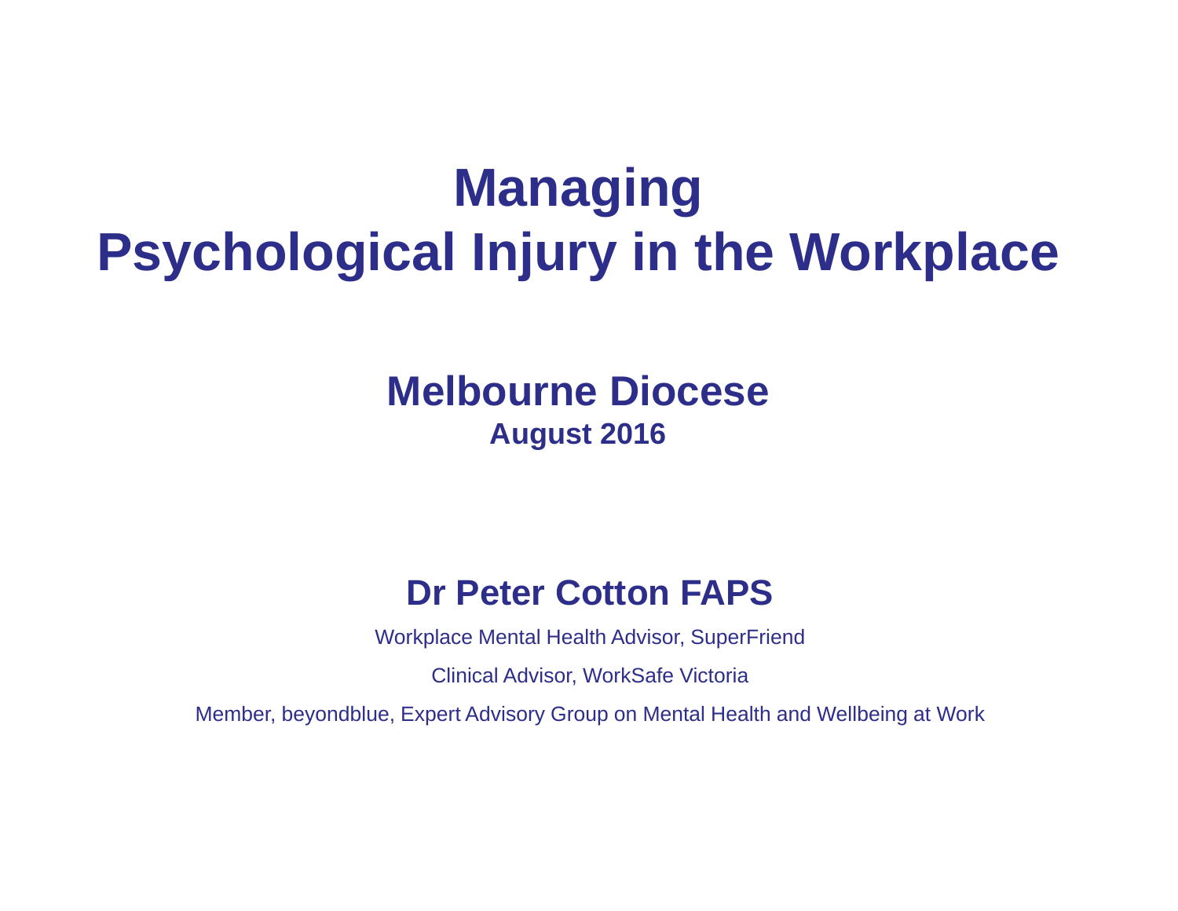# Managing Psychological Injury in the Workplace

## Melbourne Diocese

**August 2016**

### Dr Peter Cotton FAPS

Workplace Mental Health Advisor, SuperFriend

Clinical Advisor, WorkSafe Victoria

Member, beyondblue, Expert Advisory Group on Mental Health and Wellbeing at Work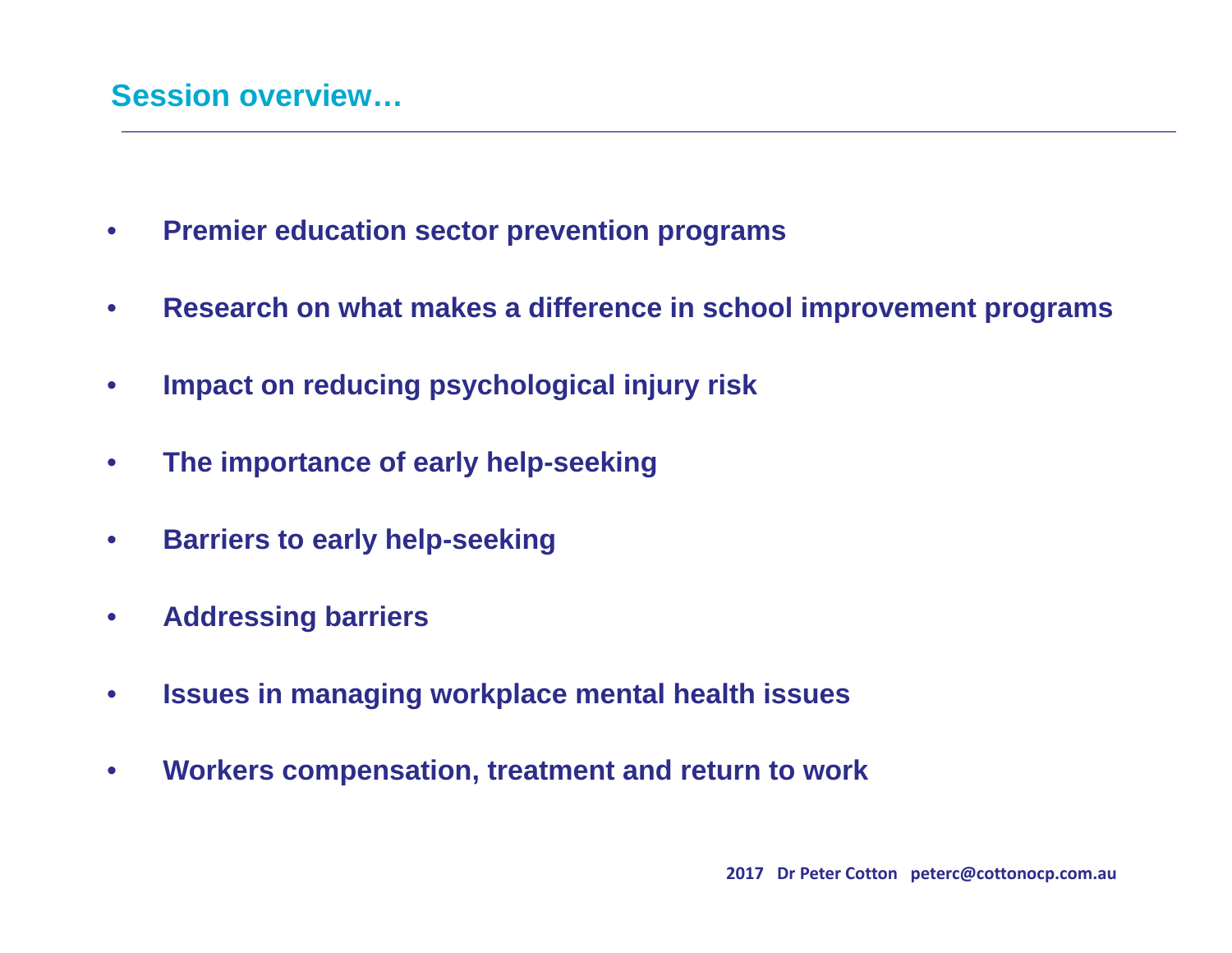## Session overview…

- **Premier education sector prevention programs**
- **Research on what makes a difference in school improvement programs**
- **Impact on reducing psychological injury risk**
- **The importance of early help-seeking**
- **Barriers to early help-seeking**
- **Addressing barriers**
- **Issues in managing workplace mental health issues**
- **Workers compensation, treatment and return to work**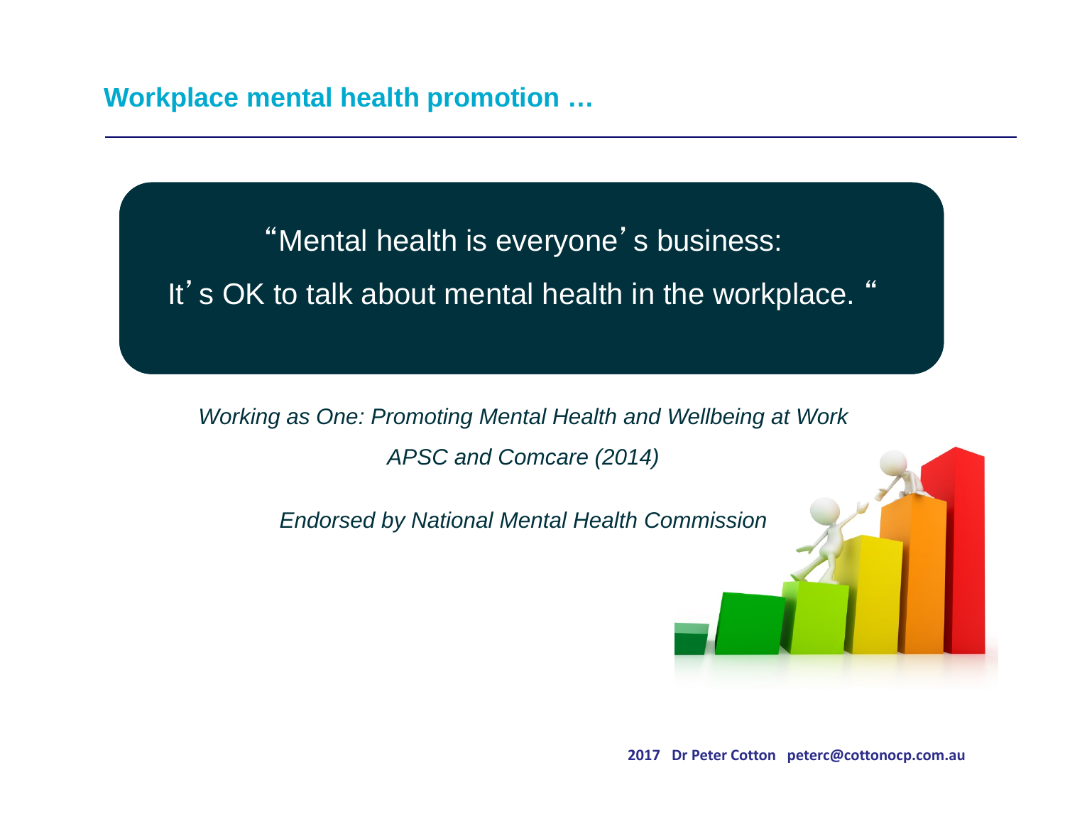## Workplace mental health promotion …

"Mental health is everyone's business:

It's OK to talk about mental health in the workplace."

*Working as One: Promoting Mental Health and Wellbeing at Work*

*APSC and Comcare (2014)*

*Endorsed by National Mental Health Commission*

**2017 Dr Peter Cotton peterc@cottonocp.com.au**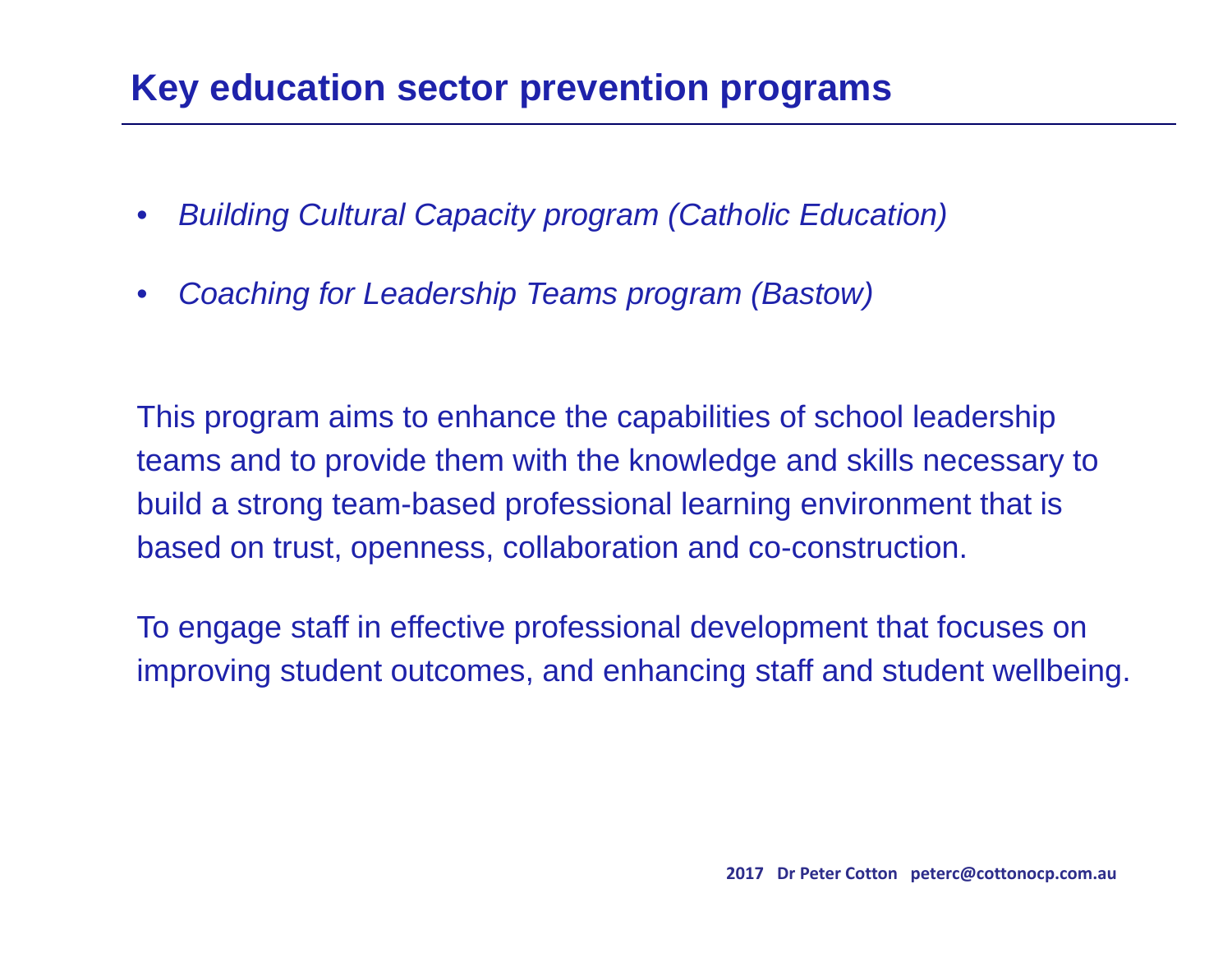# Key education sector prevention programs

- *Building Cultural Capacity program (Catholic Education)*
- *Coaching for Leadership Teams program (Bastow)*

This program aims to enhance the capabilities of school leadership teams and to provide them with the knowledge and skills necessary to build a strong team-based professional learning environment that is based on trust, openness, collaboration and co-construction.

To engage staff in effective professional development that focuses on improving student outcomes, and enhancing staff and student wellbeing.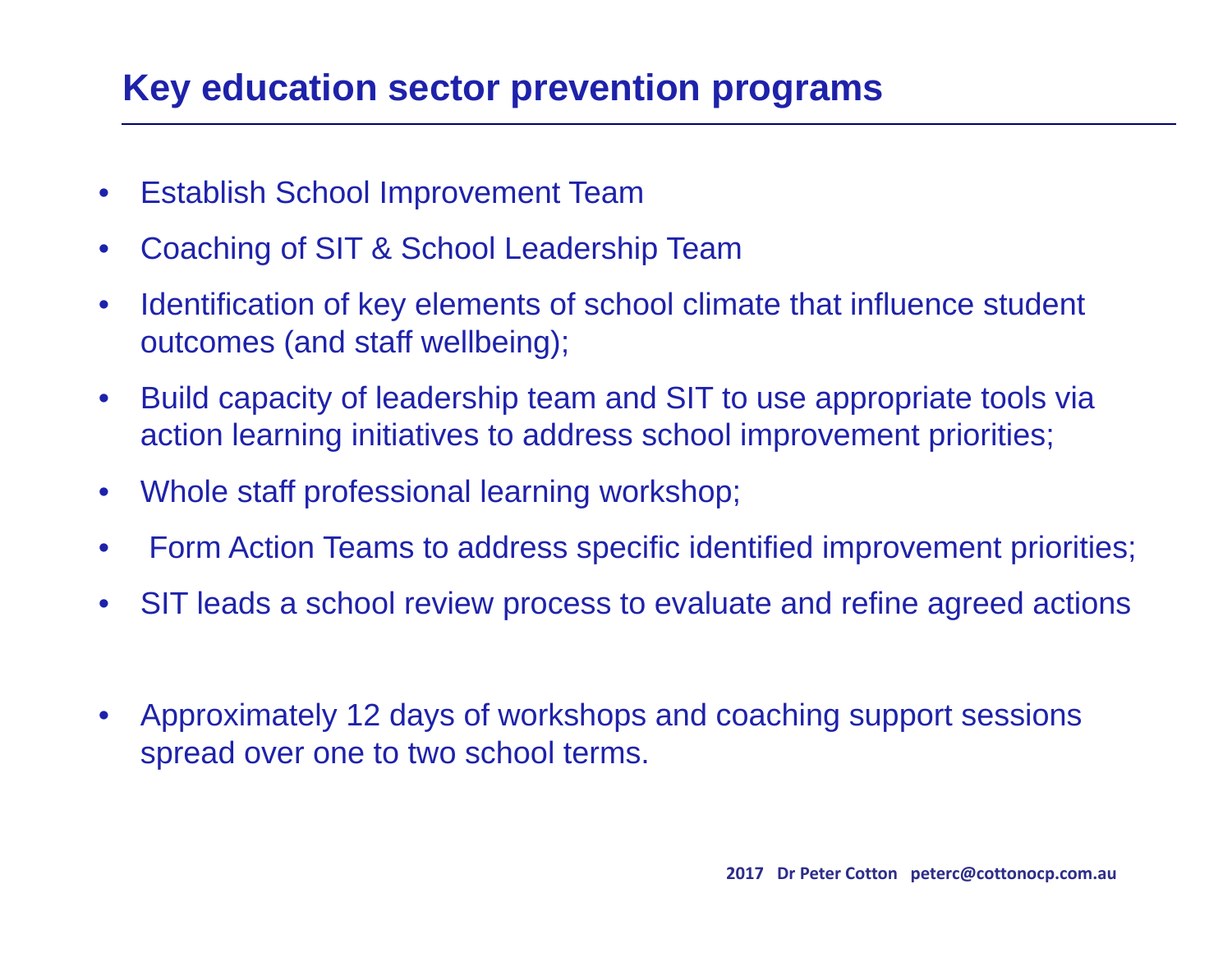# Key education sector prevention programs

- Establish School Improvement Team
- Coaching of SIT & School Leadership Team
- Identification of key elements of school climate that influence student outcomes (and staff wellbeing);
- Build capacity of leadership team and SIT to use appropriate tools via action learning initiatives to address school improvement priorities;
- Whole staff professional learning workshop;
- Form Action Teams to address specific identified improvement priorities;
- SIT leads a school review process to evaluate and refine agreed actions

- Approximately 12 days of workshops and coaching support sessions spread over one to two school terms.

**2017 Dr Peter Cotton peterc@cottonocp.com.au**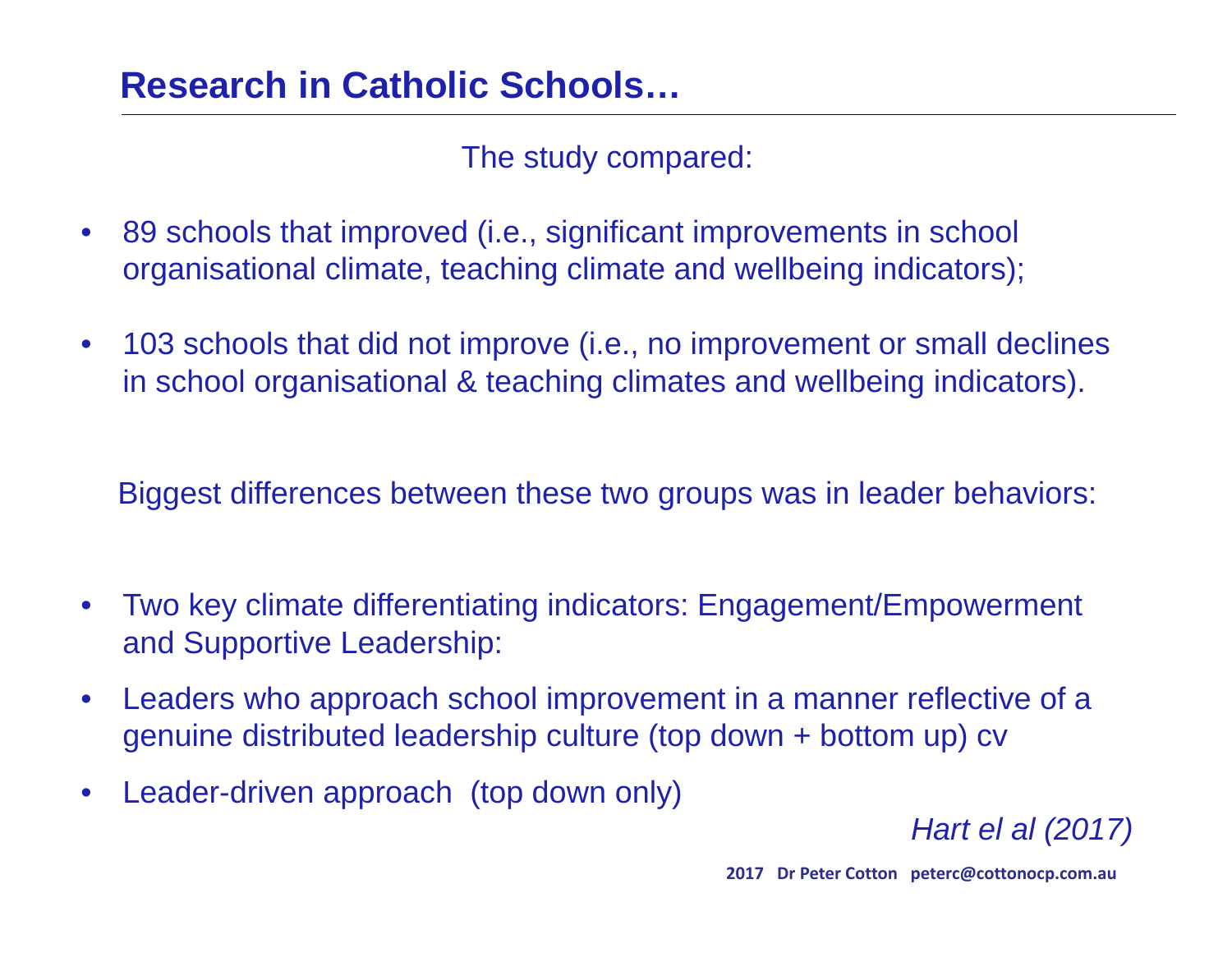# Research in Catholic Schools…

The study compared:

- 89 schools that improved (i.e., significant improvements in school organisational climate, teaching climate and wellbeing indicators);
- 103 schools that did not improve (i.e., no improvement or small declines in school organisational & teaching climates and wellbeing indicators).

Biggest differences between these two groups was in leader behaviors:

- Two key climate differentiating indicators: Engagement/Empowerment and Supportive Leadership:
- Leaders who approach school improvement in a manner reflective of a genuine distributed leadership culture (top down + bottom up) cv
- Leader-driven approach (top down only)

*Hart el al (2017)*

**2017 Dr Peter Cotton peterc@cottonocp.com.au**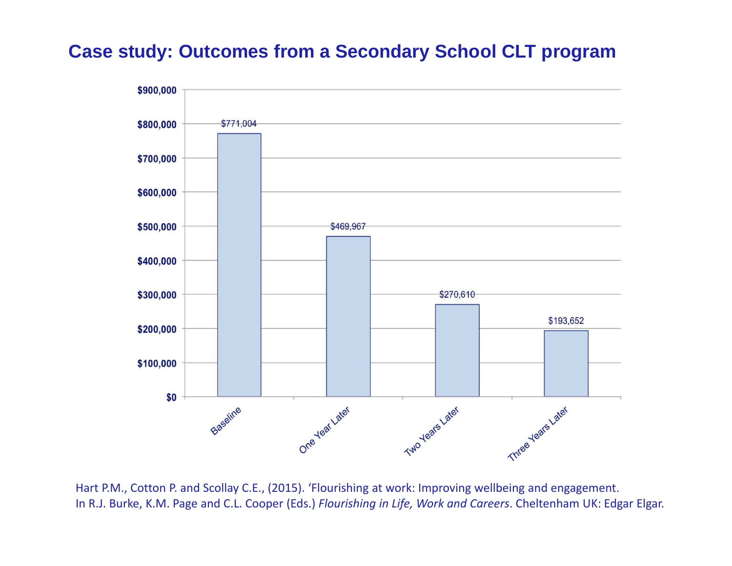# Case study: Outcomes from a Secondary School CLT program

| Period | Value |
| --- | --- |
| Baseline | $771,004 |
| One Year Later | $469,967 |
| Two Years Later | $270,610 |
| Three Years Later | $193,652 |

Hart P.M., Cotton P. and Scollay C.E., (2015). 'Flourishing at work: Improving wellbeing and engagement. In R.J. Burke, K.M. Page and C.L. Cooper (Eds.) *Flourishing in Life, Work and Careers*. Cheltenham UK: Edgar Elgar.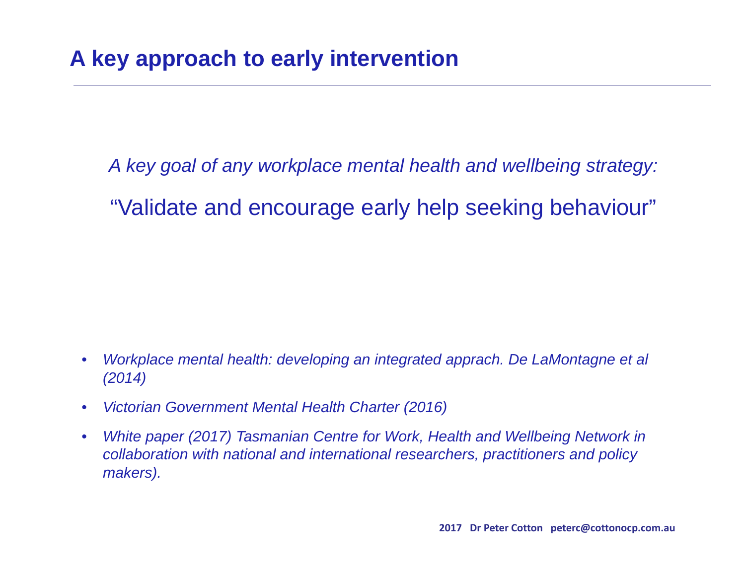# A key approach to early intervention

*A key goal of any workplace mental health and wellbeing strategy:*

"Validate and encourage early help seeking behaviour"

- *Workplace mental health: developing an integrated apprach. De LaMontagne et al (2014)*
- *Victorian Government Mental Health Charter (2016)*
- *White paper (2017) Tasmanian Centre for Work, Health and Wellbeing Network in collaboration with national and international researchers, practitioners and policy makers).*

**2017 Dr Peter Cotton peterc@cottonocp.com.au**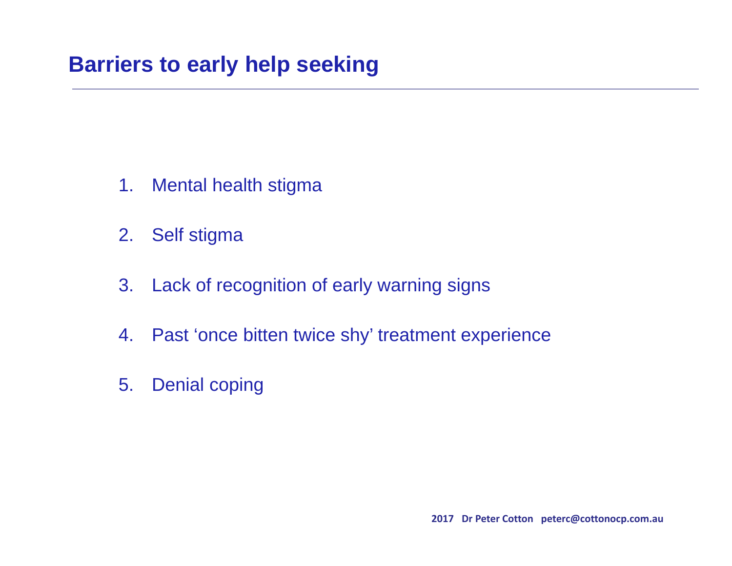## Barriers to early help seeking

1. Mental health stigma
2. Self stigma
3. Lack of recognition of early warning signs
4. Past 'once bitten twice shy' treatment experience
5. Denial coping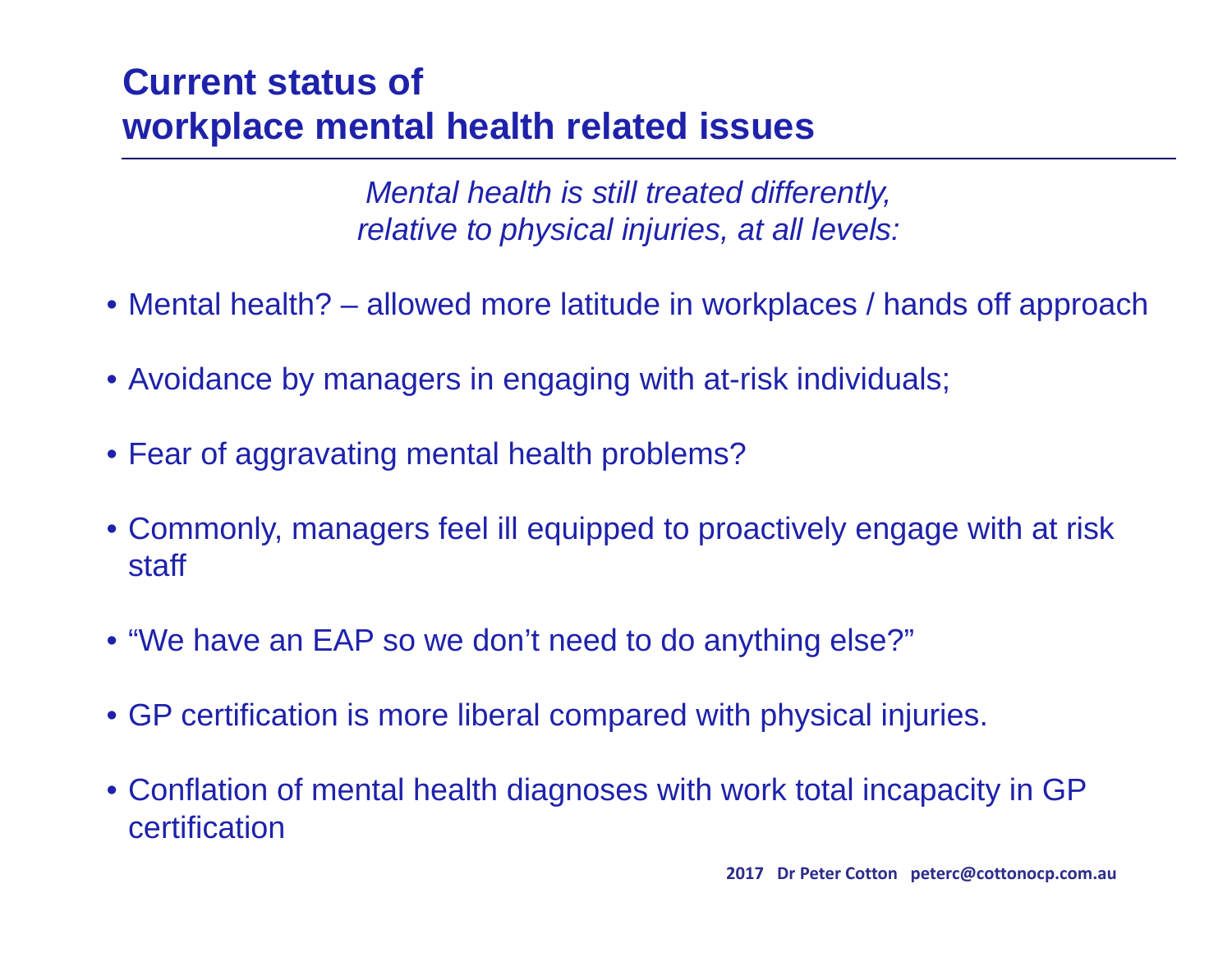# Current status of workplace mental health related issues

*Mental health is still treated differently, relative to physical injuries, at all levels:*

- Mental health? – allowed more latitude in workplaces / hands off approach
- Avoidance by managers in engaging with at-risk individuals;
- Fear of aggravating mental health problems?
- Commonly, managers feel ill equipped to proactively engage with at risk staff
- "We have an EAP so we don't need to do anything else?"
- GP certification is more liberal compared with physical injuries.
- Conflation of mental health diagnoses with work total incapacity in GP certification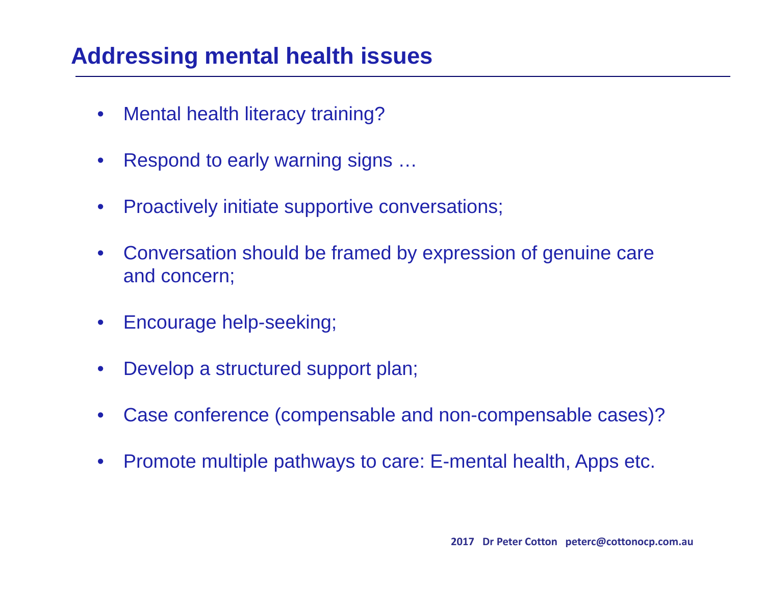# Addressing mental health issues

- Mental health literacy training?
- Respond to early warning signs …
- Proactively initiate supportive conversations;
- Conversation should be framed by expression of genuine care and concern;
- Encourage help-seeking;
- Develop a structured support plan;
- Case conference (compensable and non-compensable cases)?
- Promote multiple pathways to care: E-mental health, Apps etc.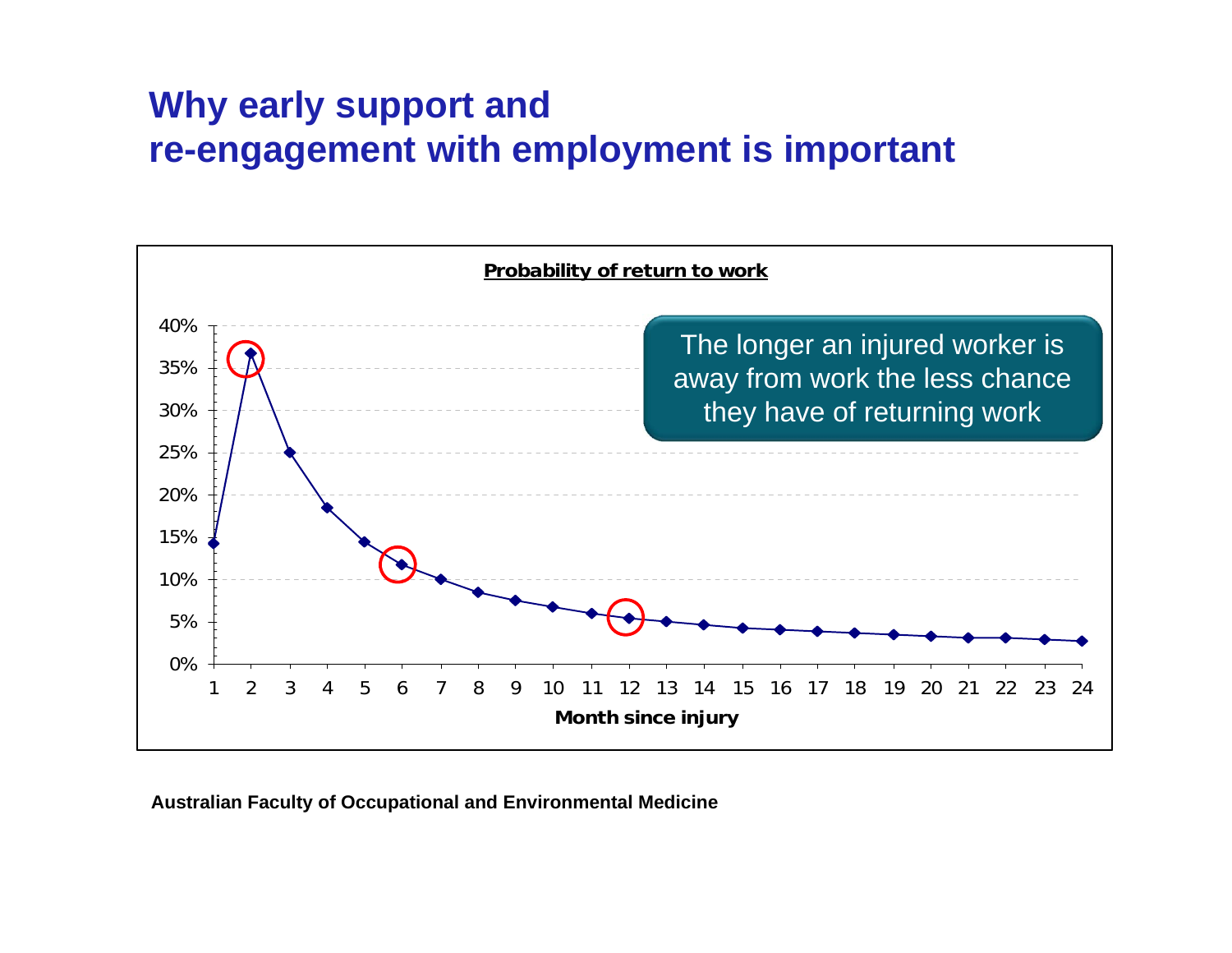# Why early support and re-engagement with employment is important

**Probability of return to work**

The longer an injured worker is away from work the less chance they have of returning work

| Month since injury | Probability of return to work |
|---|---|
| 1 | ~14% |
| 2 | ~37% |
| 3 | ~25% |
| 4 | ~18% |
| 5 | ~14% |
| 6 | ~12% |
| 7 | ~10% |
| 8 | ~8% |
| 9 | ~7% |
| 10 | ~7% |
| 11 | ~6% |
| 12 | ~5% |
| 13 | ~5% |
| 14 | ~5% |
| 15 | ~4% |
| 16 | ~4% |
| 17 | ~4% |
| 18 | ~4% |
| 19 | ~3% |
| 20 | ~3% |
| 21 | ~3% |
| 22 | ~3% |
| 23 | ~3% |
| 24 | ~3% |

Australian Faculty of Occupational and Environmental Medicine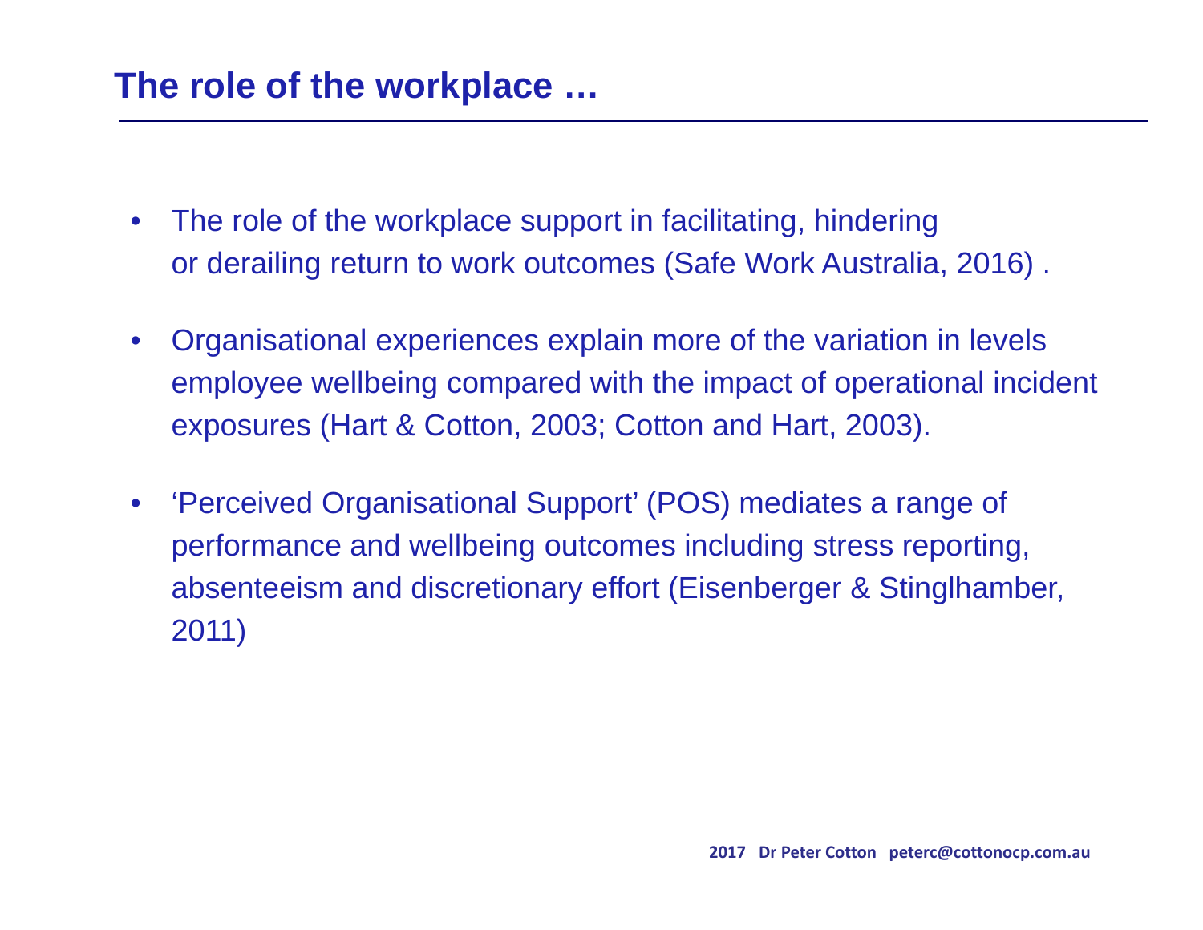# The role of the workplace …

- The role of the workplace support in facilitating, hindering or derailing return to work outcomes (Safe Work Australia, 2016) .
- Organisational experiences explain more of the variation in levels employee wellbeing compared with the impact of operational incident exposures (Hart & Cotton, 2003; Cotton and Hart, 2003).
- 'Perceived Organisational Support' (POS) mediates a range of performance and wellbeing outcomes including stress reporting, absenteeism and discretionary effort (Eisenberger & Stinglhamber, 2011)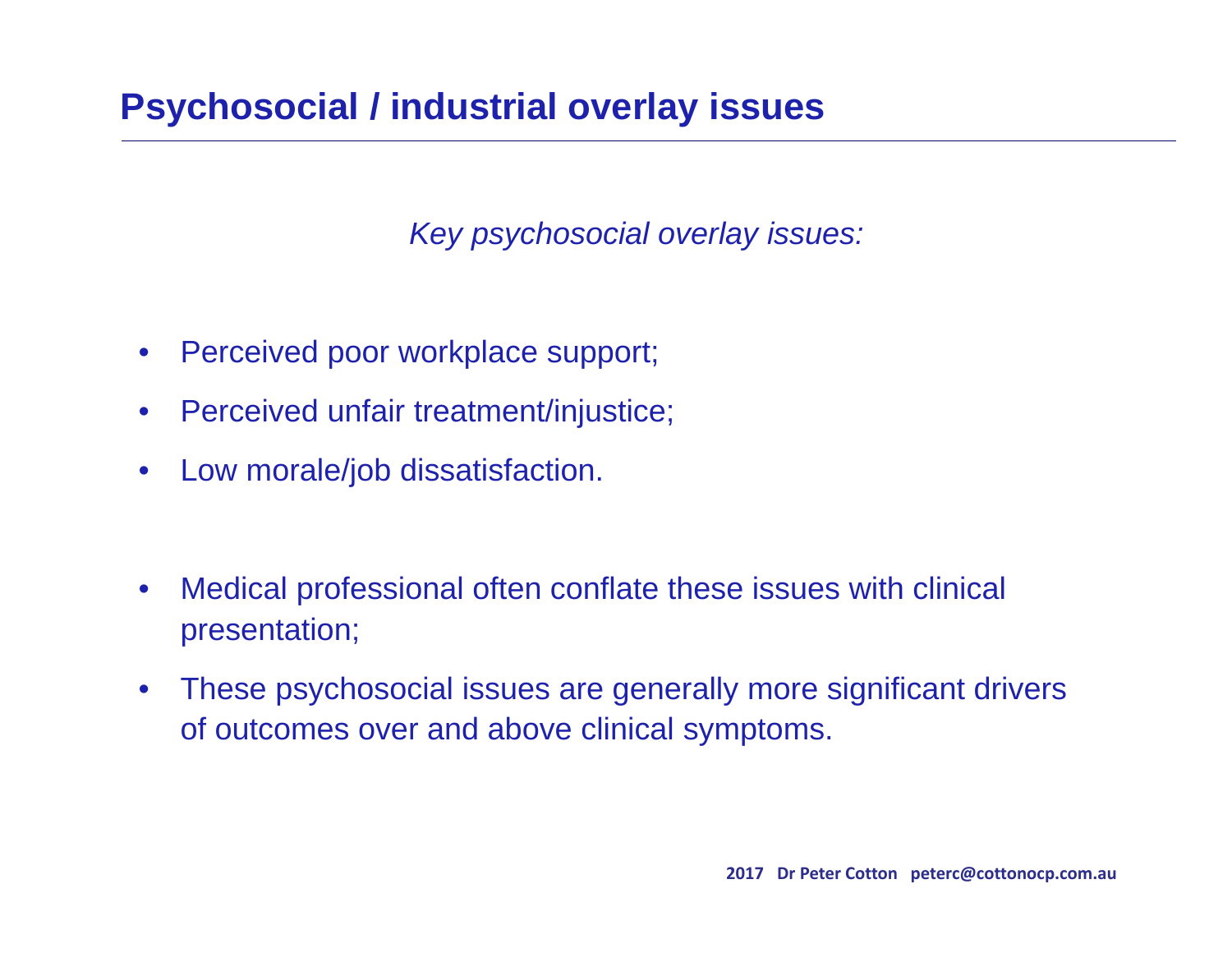# Psychosocial / industrial overlay issues

*Key psychosocial overlay issues:*

- Perceived poor workplace support;
- Perceived unfair treatment/injustice;
- Low morale/job dissatisfaction.

- Medical professional often conflate these issues with clinical presentation;
- These psychosocial issues are generally more significant drivers of outcomes over and above clinical symptoms.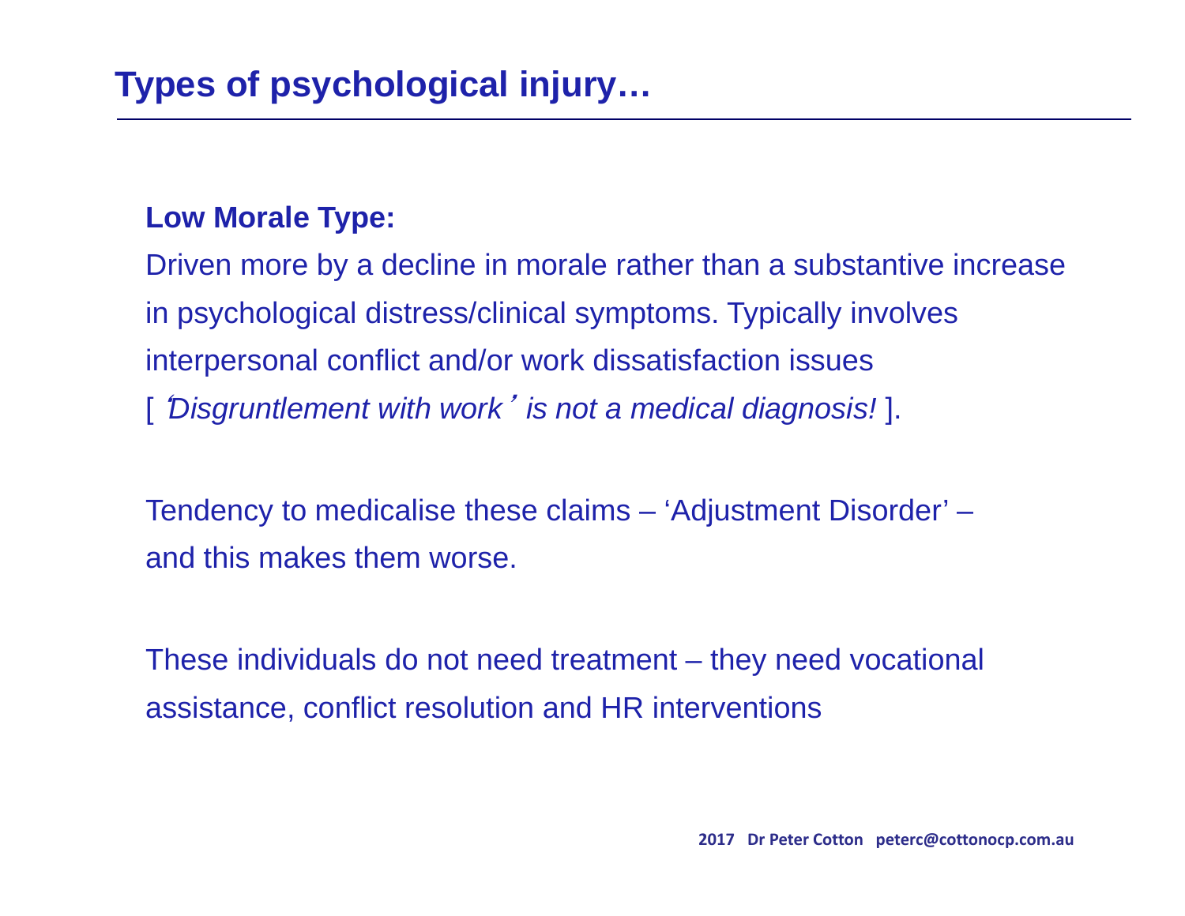# Types of psychological injury…

**Low Morale Type:**

Driven more by a decline in morale rather than a substantive increase in psychological distress/clinical symptoms. Typically involves interpersonal conflict and/or work dissatisfaction issues [ *'Disgruntlement with work' is not a medical diagnosis!* ].

Tendency to medicalise these claims – 'Adjustment Disorder' – and this makes them worse.

These individuals do not need treatment – they need vocational assistance, conflict resolution and HR interventions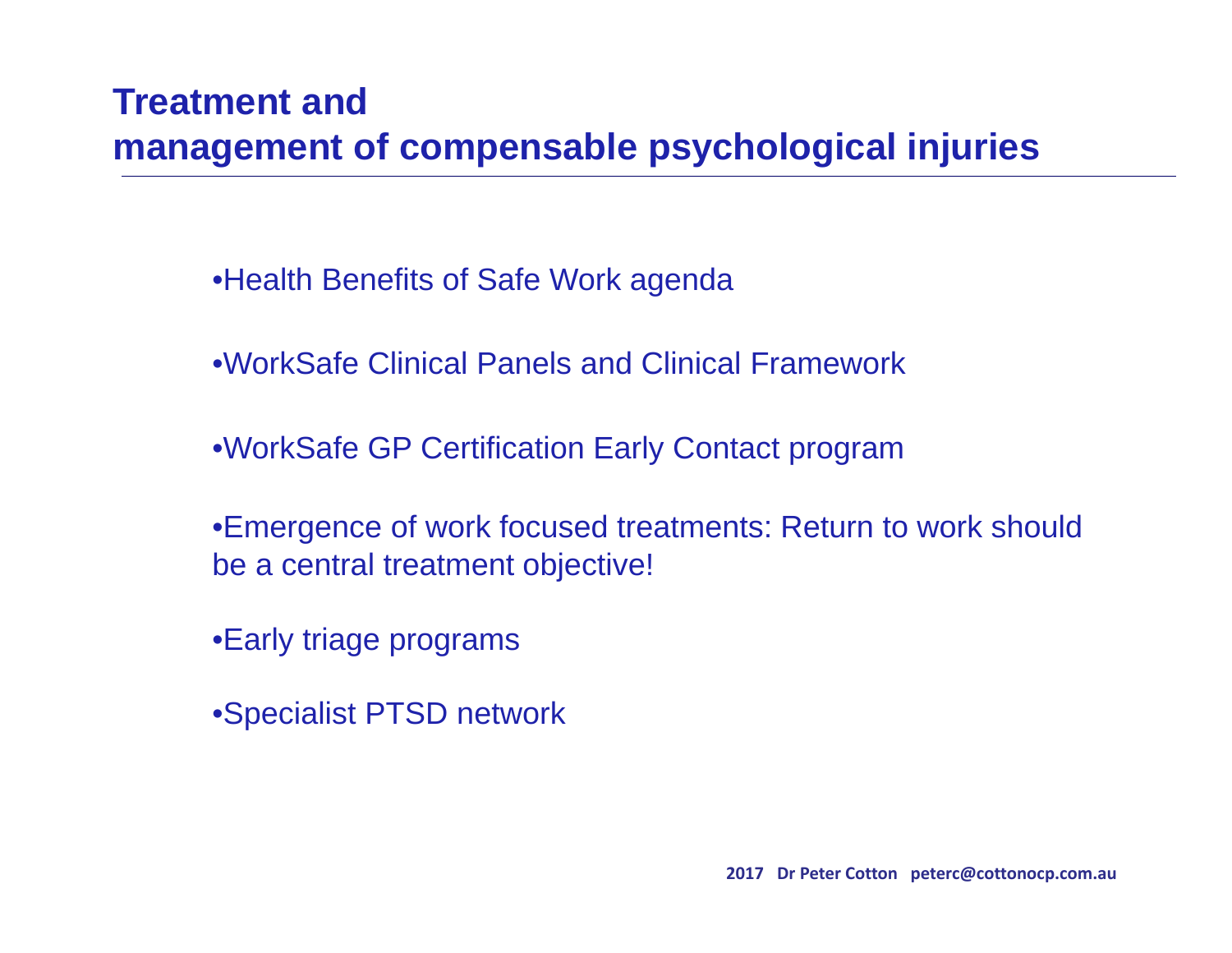## Treatment and management of compensable psychological injuries

- Health Benefits of Safe Work agenda
- WorkSafe Clinical Panels and Clinical Framework
- WorkSafe GP Certification Early Contact program
- Emergence of work focused treatments: Return to work should be a central treatment objective!
- Early triage programs
- Specialist PTSD network

**2017 Dr Peter Cotton peterc@cottonocp.com.au**